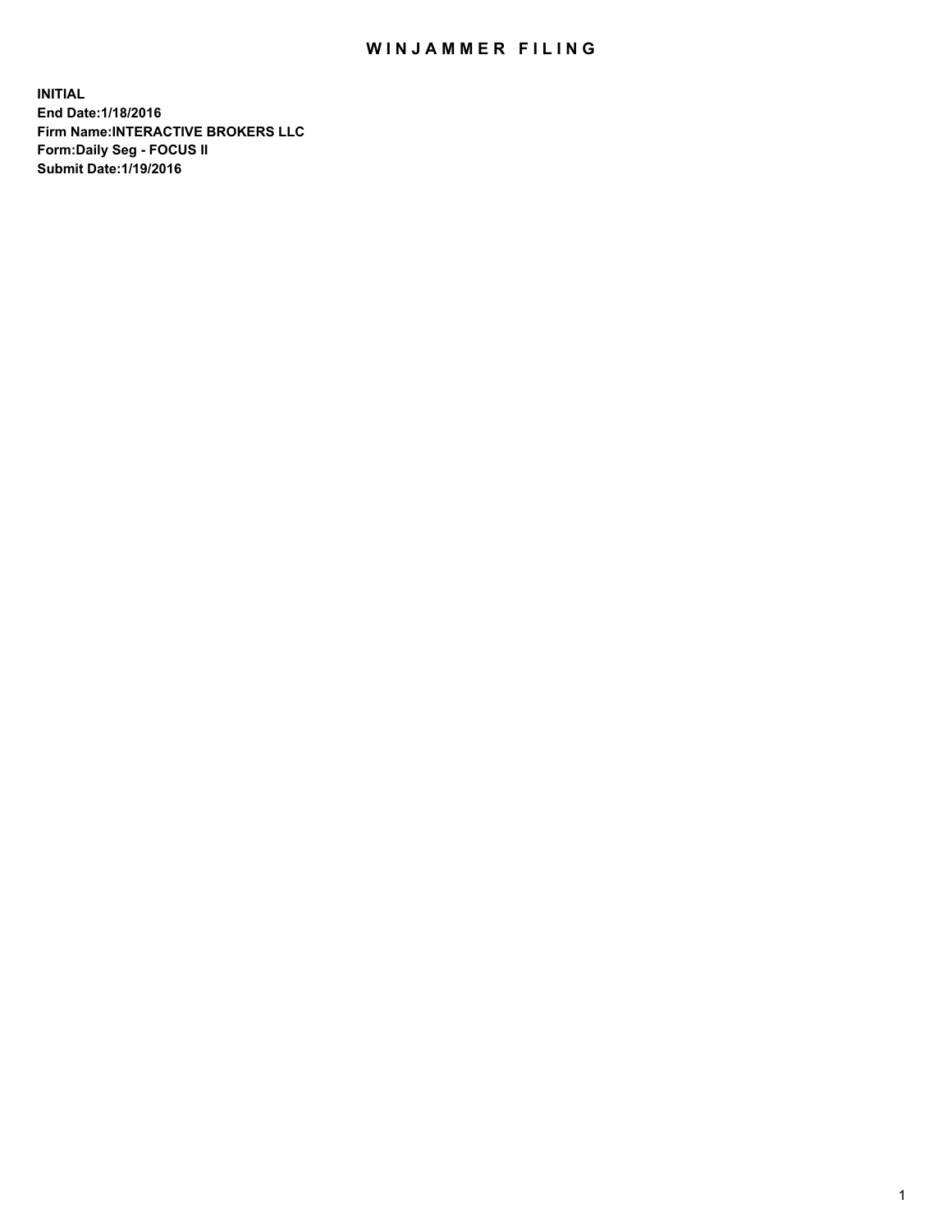# WINJAMMER FILING

**INITIAL**
**End Date:1/18/2016**
**Firm Name:INTERACTIVE BROKERS LLC**
**Form:Daily Seg - FOCUS II**
**Submit Date:1/19/2016**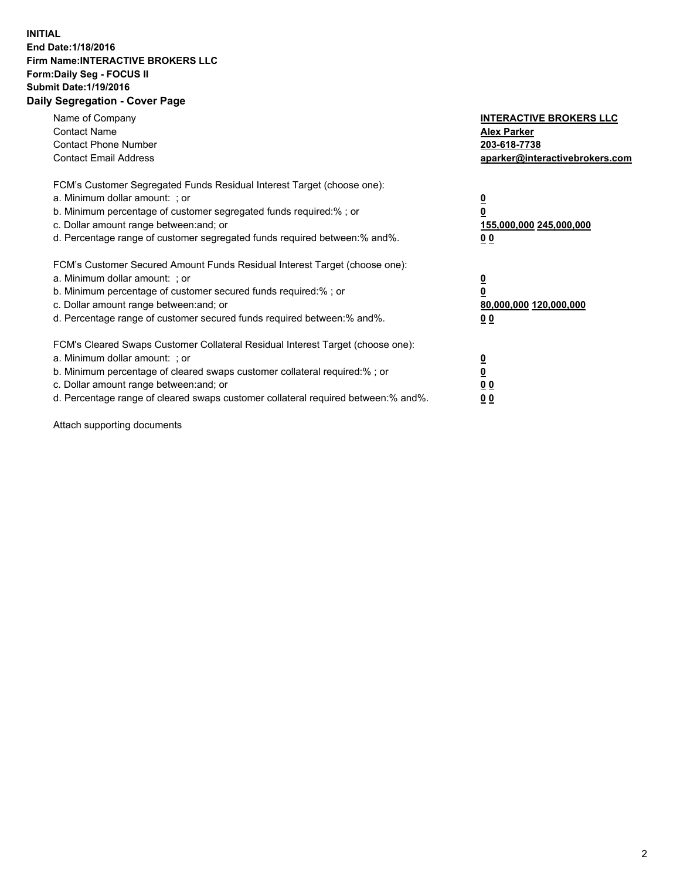**INITIAL**
**End Date:1/18/2016**
**Firm Name:INTERACTIVE BROKERS LLC**
**Form:Daily Seg - FOCUS II**
**Submit Date:1/19/2016**

## Daily Segregation - Cover Page

| | |
|---|---|
| Name of Company | **INTERACTIVE BROKERS LLC** |
| Contact Name | **Alex Parker** |
| Contact Phone Number | **203-618-7738** |
| Contact Email Address | **aparker@interactivebrokers.com** |

FCM's Customer Segregated Funds Residual Interest Target (choose one):

| | |
|---|---|
| a. Minimum dollar amount: ; or | **0** |
| b. Minimum percentage of customer segregated funds required:% ; or | **0** |
| c. Dollar amount range between:and; or | **155,000,000 245,000,000** |
| d. Percentage range of customer segregated funds required between:% and%. | **0 0** |

FCM's Customer Secured Amount Funds Residual Interest Target (choose one):

| | |
|---|---|
| a. Minimum dollar amount: ; or | **0** |
| b. Minimum percentage of customer secured funds required:% ; or | **0** |
| c. Dollar amount range between:and; or | **80,000,000 120,000,000** |
| d. Percentage range of customer secured funds required between:% and%. | **0 0** |

FCM's Cleared Swaps Customer Collateral Residual Interest Target (choose one):

| | |
|---|---|
| a. Minimum dollar amount: ; or | **0** |
| b. Minimum percentage of cleared swaps customer collateral required:% ; or | **0** |
| c. Dollar amount range between:and; or | **0 0** |
| d. Percentage range of cleared swaps customer collateral required between:% and%. | **0 0** |

Attach supporting documents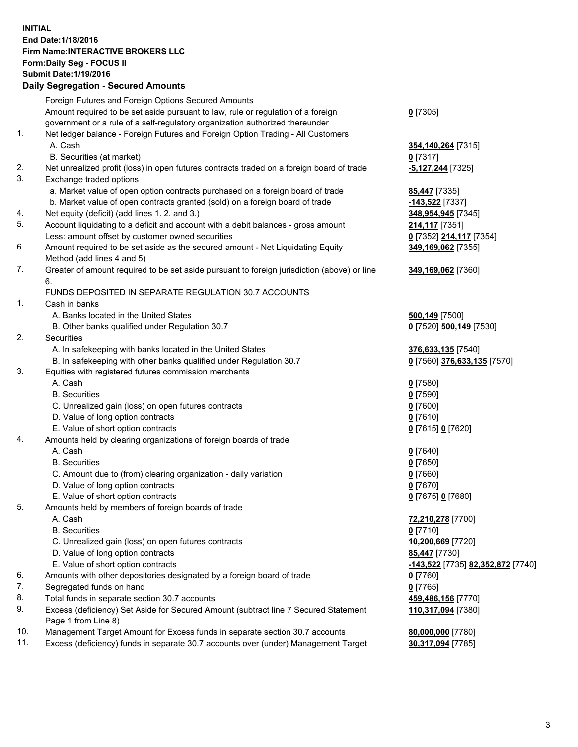**INITIAL**
**End Date:1/18/2016**
**Firm Name:INTERACTIVE BROKERS LLC**
**Form:Daily Seg - FOCUS II**
**Submit Date:1/19/2016**
**Daily Segregation - Secured Amounts**

| | | |
|---|---|---|
| | Foreign Futures and Foreign Options Secured Amounts | |
| | Amount required to be set aside pursuant to law, rule or regulation of a foreign government or a rule of a self-regulatory organization authorized thereunder | **0** [7305] |
| 1. | Net ledger balance - Foreign Futures and Foreign Option Trading - All Customers | |
| | A. Cash | **354,140,264** [7315] |
| | B. Securities (at market) | **0** [7317] |
| 2. | Net unrealized profit (loss) in open futures contracts traded on a foreign board of trade | **-5,127,244** [7325] |
| 3. | Exchange traded options | |
| | a. Market value of open option contracts purchased on a foreign board of trade | **85,447** [7335] |
| | b. Market value of open contracts granted (sold) on a foreign board of trade | **-143,522** [7337] |
| 4. | Net equity (deficit) (add lines 1. 2. and 3.) | **348,954,945** [7345] |
| 5. | Account liquidating to a deficit and account with a debit balances - gross amount | **214,117** [7351] |
| | Less: amount offset by customer owned securities | **0** [7352] **214,117** [7354] |
| 6. | Amount required to be set aside as the secured amount - Net Liquidating Equity Method (add lines 4 and 5) | **349,169,062** [7355] |
| 7. | Greater of amount required to be set aside pursuant to foreign jurisdiction (above) or line 6. | **349,169,062** [7360] |
| | FUNDS DEPOSITED IN SEPARATE REGULATION 30.7 ACCOUNTS | |
| 1. | Cash in banks | |
| | A. Banks located in the United States | **500,149** [7500] |
| | B. Other banks qualified under Regulation 30.7 | **0** [7520] **500,149** [7530] |
| 2. | Securities | |
| | A. In safekeeping with banks located in the United States | **376,633,135** [7540] |
| | B. In safekeeping with other banks qualified under Regulation 30.7 | **0** [7560] **376,633,135** [7570] |
| 3. | Equities with registered futures commission merchants | |
| | A. Cash | **0** [7580] |
| | B. Securities | **0** [7590] |
| | C. Unrealized gain (loss) on open futures contracts | **0** [7600] |
| | D. Value of long option contracts | **0** [7610] |
| | E. Value of short option contracts | **0** [7615] **0** [7620] |
| 4. | Amounts held by clearing organizations of foreign boards of trade | |
| | A. Cash | **0** [7640] |
| | B. Securities | **0** [7650] |
| | C. Amount due to (from) clearing organization - daily variation | **0** [7660] |
| | D. Value of long option contracts | **0** [7670] |
| | E. Value of short option contracts | **0** [7675] **0** [7680] |
| 5. | Amounts held by members of foreign boards of trade | |
| | A. Cash | **72,210,278** [7700] |
| | B. Securities | **0** [7710] |
| | C. Unrealized gain (loss) on open futures contracts | **10,200,669** [7720] |
| | D. Value of long option contracts | **85,447** [7730] |
| | E. Value of short option contracts | **-143,522** [7735] **82,352,872** [7740] |
| 6. | Amounts with other depositories designated by a foreign board of trade | **0** [7760] |
| 7. | Segregated funds on hand | **0** [7765] |
| 8. | Total funds in separate section 30.7 accounts | **459,486,156** [7770] |
| 9. | Excess (deficiency) Set Aside for Secured Amount (subtract line 7 Secured Statement Page 1 from Line 8) | **110,317,094** [7380] |
| 10. | Management Target Amount for Excess funds in separate section 30.7 accounts | **80,000,000** [7780] |
| 11. | Excess (deficiency) funds in separate 30.7 accounts over (under) Management Target | **30,317,094** [7785] |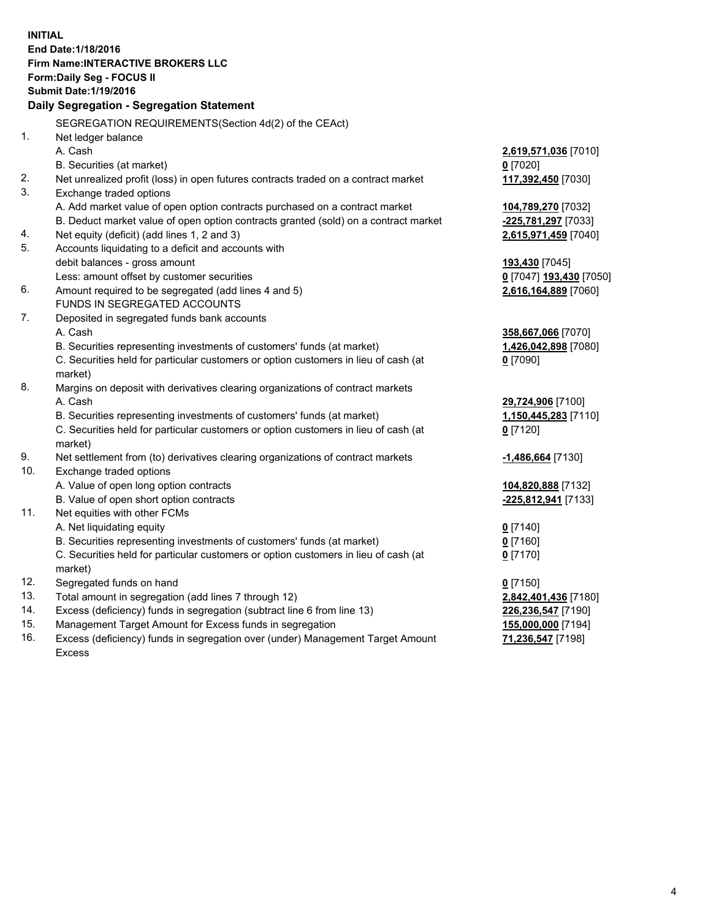**INITIAL**
**End Date:1/18/2016**
**Firm Name:INTERACTIVE BROKERS LLC**
**Form:Daily Seg - FOCUS II**
**Submit Date:1/19/2016**

**Daily Segregation - Segregation Statement**

SEGREGATION REQUIREMENTS(Section 4d(2) of the CEAct)

| | | |
|---|---|---|
| 1. | Net ledger balance | |
| | A. Cash | **2,619,571,036** [7010] |
| | B. Securities (at market) | **0** [7020] |
| 2. | Net unrealized profit (loss) in open futures contracts traded on a contract market | **117,392,450** [7030] |
| 3. | Exchange traded options | |
| | A. Add market value of open option contracts purchased on a contract market | **104,789,270** [7032] |
| | B. Deduct market value of open option contracts granted (sold) on a contract market | **-225,781,297** [7033] |
| 4. | Net equity (deficit) (add lines 1, 2 and 3) | **2,615,971,459** [7040] |
| 5. | Accounts liquidating to a deficit and accounts with | |
| | debit balances - gross amount | **193,430** [7045] |
| | Less: amount offset by customer securities | **0** [7047] **193,430** [7050] |
| 6. | Amount required to be segregated (add lines 4 and 5) | **2,616,164,889** [7060] |
| | FUNDS IN SEGREGATED ACCOUNTS | |
| 7. | Deposited in segregated funds bank accounts | |
| | A. Cash | **358,667,066** [7070] |
| | B. Securities representing investments of customers' funds (at market) | **1,426,042,898** [7080] |
| | C. Securities held for particular customers or option customers in lieu of cash (at market) | **0** [7090] |
| 8. | Margins on deposit with derivatives clearing organizations of contract markets | |
| | A. Cash | **29,724,906** [7100] |
| | B. Securities representing investments of customers' funds (at market) | **1,150,445,283** [7110] |
| | C. Securities held for particular customers or option customers in lieu of cash (at market) | **0** [7120] |
| 9. | Net settlement from (to) derivatives clearing organizations of contract markets | **-1,486,664** [7130] |
| 10. | Exchange traded options | |
| | A. Value of open long option contracts | **104,820,888** [7132] |
| | B. Value of open short option contracts | **-225,812,941** [7133] |
| 11. | Net equities with other FCMs | |
| | A. Net liquidating equity | **0** [7140] |
| | B. Securities representing investments of customers' funds (at market) | **0** [7160] |
| | C. Securities held for particular customers or option customers in lieu of cash (at market) | **0** [7170] |
| 12. | Segregated funds on hand | **0** [7150] |
| 13. | Total amount in segregation (add lines 7 through 12) | **2,842,401,436** [7180] |
| 14. | Excess (deficiency) funds in segregation (subtract line 6 from line 13) | **226,236,547** [7190] |
| 15. | Management Target Amount for Excess funds in segregation | **155,000,000** [7194] |
| 16. | Excess (deficiency) funds in segregation over (under) Management Target Amount Excess | **71,236,547** [7198] |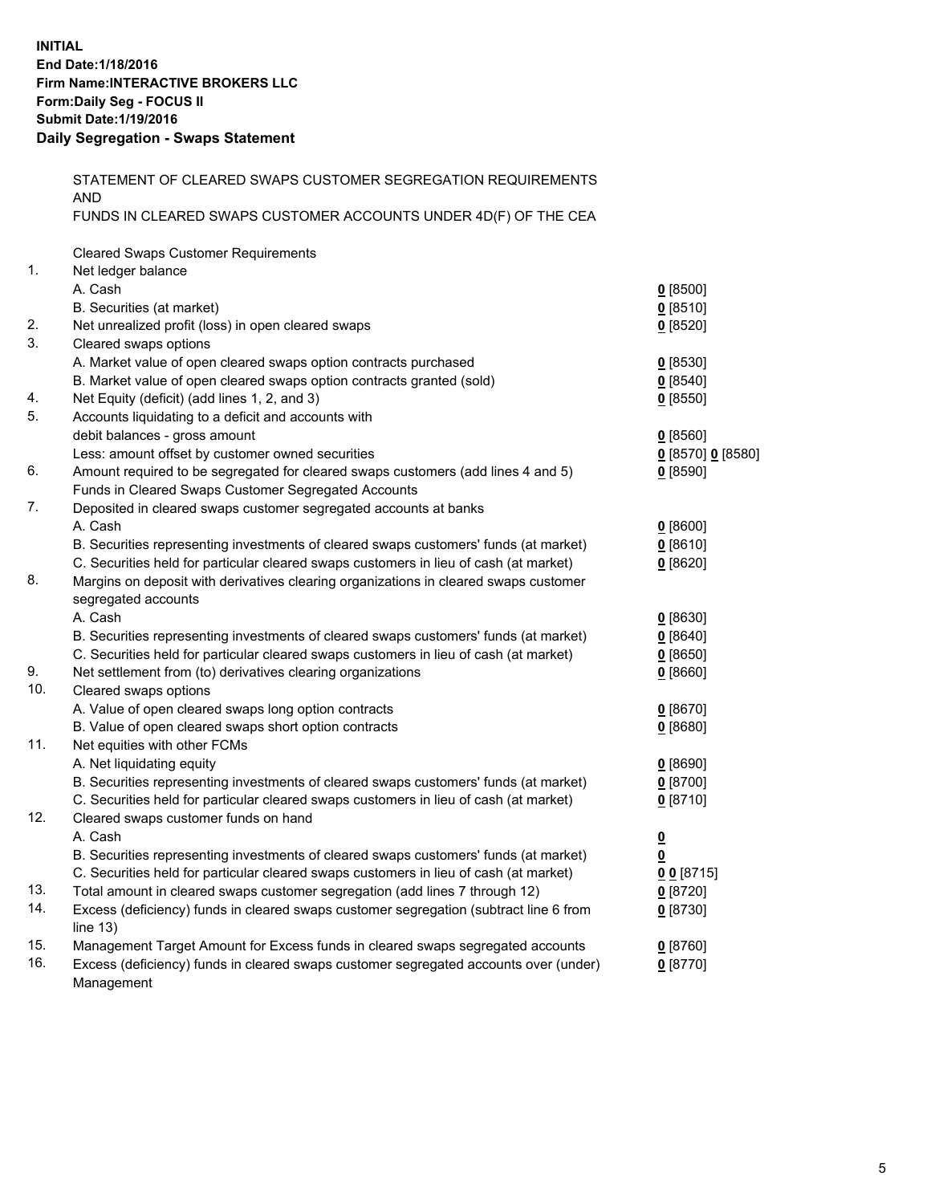**INITIAL**
**End Date:1/18/2016**
**Firm Name:INTERACTIVE BROKERS LLC**
**Form:Daily Seg - FOCUS II**
**Submit Date:1/19/2016**
**Daily Segregation - Swaps Statement**

STATEMENT OF CLEARED SWAPS CUSTOMER SEGREGATION REQUIREMENTS
AND
FUNDS IN CLEARED SWAPS CUSTOMER ACCOUNTS UNDER 4D(F) OF THE CEA

| | | |
|---|---|---|
| | Cleared Swaps Customer Requirements | |
| 1. | Net ledger balance | |
| | A. Cash | 0 [8500] |
| | B. Securities (at market) | 0 [8510] |
| 2. | Net unrealized profit (loss) in open cleared swaps | 0 [8520] |
| 3. | Cleared swaps options | |
| | A. Market value of open cleared swaps option contracts purchased | 0 [8530] |
| | B. Market value of open cleared swaps option contracts granted (sold) | 0 [8540] |
| 4. | Net Equity (deficit) (add lines 1, 2, and 3) | 0 [8550] |
| 5. | Accounts liquidating to a deficit and accounts with | |
| | debit balances - gross amount | 0 [8560] |
| | Less: amount offset by customer owned securities | 0 [8570] 0 [8580] |
| 6. | Amount required to be segregated for cleared swaps customers (add lines 4 and 5) | 0 [8590] |
| | Funds in Cleared Swaps Customer Segregated Accounts | |
| 7. | Deposited in cleared swaps customer segregated accounts at banks | |
| | A. Cash | 0 [8600] |
| | B. Securities representing investments of cleared swaps customers' funds (at market) | 0 [8610] |
| | C. Securities held for particular cleared swaps customers in lieu of cash (at market) | 0 [8620] |
| 8. | Margins on deposit with derivatives clearing organizations in cleared swaps customer segregated accounts | |
| | A. Cash | 0 [8630] |
| | B. Securities representing investments of cleared swaps customers' funds (at market) | 0 [8640] |
| | C. Securities held for particular cleared swaps customers in lieu of cash (at market) | 0 [8650] |
| 9. | Net settlement from (to) derivatives clearing organizations | 0 [8660] |
| 10. | Cleared swaps options | |
| | A. Value of open cleared swaps long option contracts | 0 [8670] |
| | B. Value of open cleared swaps short option contracts | 0 [8680] |
| 11. | Net equities with other FCMs | |
| | A. Net liquidating equity | 0 [8690] |
| | B. Securities representing investments of cleared swaps customers' funds (at market) | 0 [8700] |
| | C. Securities held for particular cleared swaps customers in lieu of cash (at market) | 0 [8710] |
| 12. | Cleared swaps customer funds on hand | |
| | A. Cash | 0 |
| | B. Securities representing investments of cleared swaps customers' funds (at market) | 0 |
| | C. Securities held for particular cleared swaps customers in lieu of cash (at market) | 0 0 [8715] |
| 13. | Total amount in cleared swaps customer segregation (add lines 7 through 12) | 0 [8720] |
| 14. | Excess (deficiency) funds in cleared swaps customer segregation (subtract line 6 from line 13) | 0 [8730] |
| 15. | Management Target Amount for Excess funds in cleared swaps segregated accounts | 0 [8760] |
| 16. | Excess (deficiency) funds in cleared swaps customer segregated accounts over (under) Management | 0 [8770] |